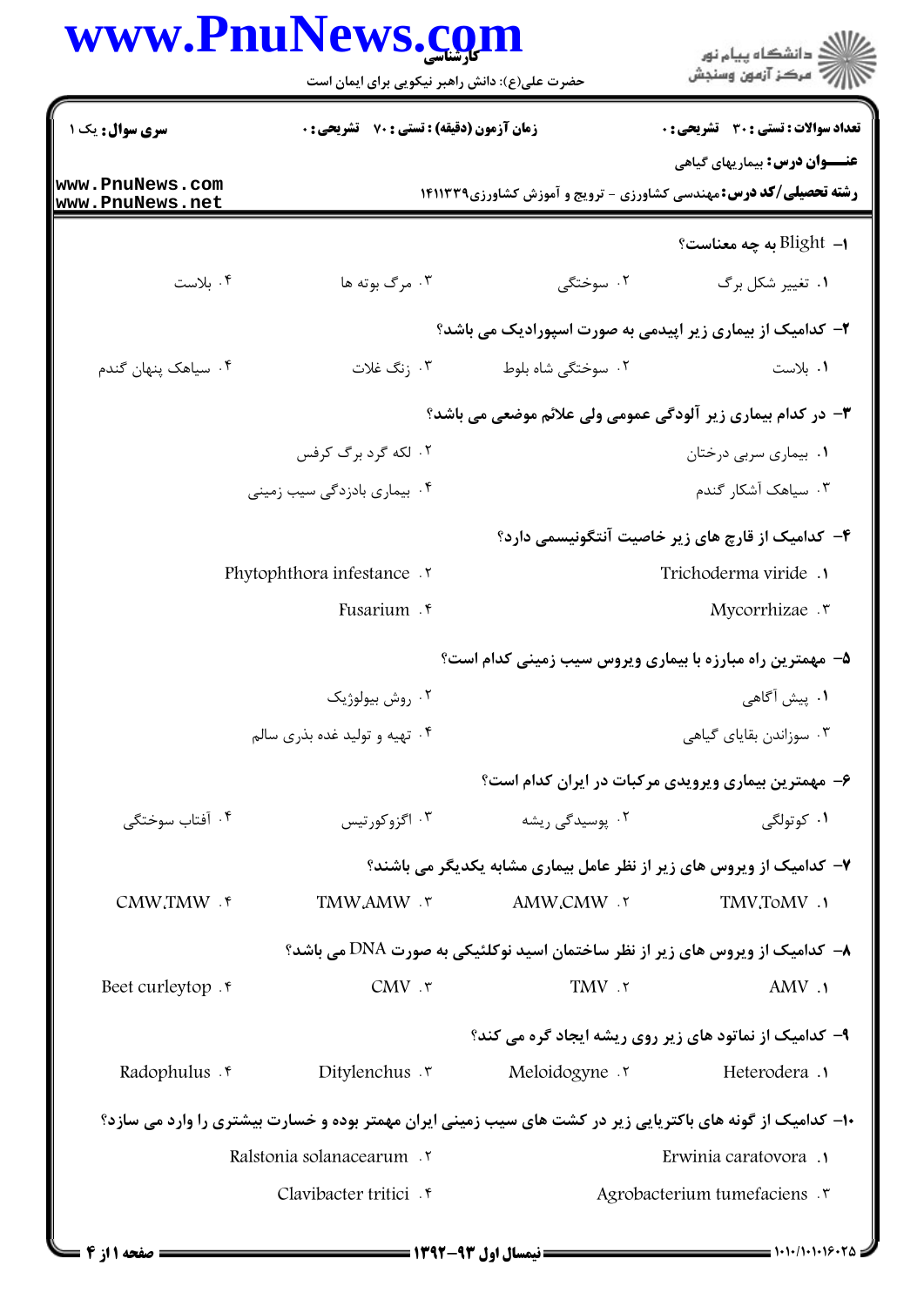**سری سوال:** یک ۱

**زمان آزمون (دقیقه) : تستی : ۷۰ تشریحی : ۰**

**تعداد سوالات : تستی : ۳۰ تشریحی : ۰**

**عنـــوان درس:** بیماریهای گیاهی

**رشته تحصیلی/کد درس:** مهندسی کشاورزی - ترویج و آموزش کشاورزی۱۴۱۱۳۳۹

۱- Blight به چه معناست؟

۱. تغییر شکل برگ ۲. سوختگی ۳. مرگ بوته ها ۴. بلاست

۲- کدامیک از بیماری زیر اپیدمی به صورت اسپورادیک می باشد؟

۱. بلاست ۲. سوختگی شاه بلوط ۳. زنگ غلات ۴. سیاهک پنهان گندم

۳- در کدام بیماری زیر آلودگی عمومی ولی علائم موضعی می باشد؟

۱. بیماری سربی درختان ۲. لکه گرد برگ کرفس

۳. سیاهک آشکار گندم ۴. بیماری بادزدگی سیب زمینی

۴- کدامیک از قارچ های زیر خاصیت آنتگونیسمی دارد؟

۱. Trichoderma viride ۲. Phytophthora infestance

۳. Mycorrhizae ۴. Fusarium

۵- مهمترین راه مبارزه با بیماری ویروس سیب زمینی کدام است؟

۱. پیش آگاهی ۲. روش بیولوژیک

۳. سوزاندن بقایای گیاهی ۴. تهیه و تولید غده بذری سالم

۶- مهمترین بیماری ویرویدی مرکبات در ایران کدام است؟

۱. کوتولگی ۲. پوسیدگی ریشه ۳. اگزوکورتیس ۴. آفتاب سوختگی

۷- کدامیک از ویروس های زیر از نظر عامل بیماری مشابه یکدیگر می باشند؟

۱. TMV,ToMV ۲. AMW,CMW ۳. TMW,AMW ۴. CMW,TMW

۸- کدامیک از ویروس های زیر از نظر ساختمان اسید نوکلئیکی به صورت DNA می باشد؟

۱. AMV ۲. TMV ۳. CMV ۴. Beet curleytop

۹- کدامیک از نماتود های زیر روی ریشه ایجاد گره می کند؟

۱. Heterodera ۲. Meloidogyne ۳. Ditylenchus ۴. Radophulus

۱۰- کدامیک از گونه های باکتریایی زیر در کشت های سیب زمینی ایران مهمتر بوده و خسارت بیشتری را وارد می سازد؟

۱. Erwinia caratovora ۲. Ralstonia solanacearum

۳. Agrobacterium tumefaciens ۴. Clavibacter tritici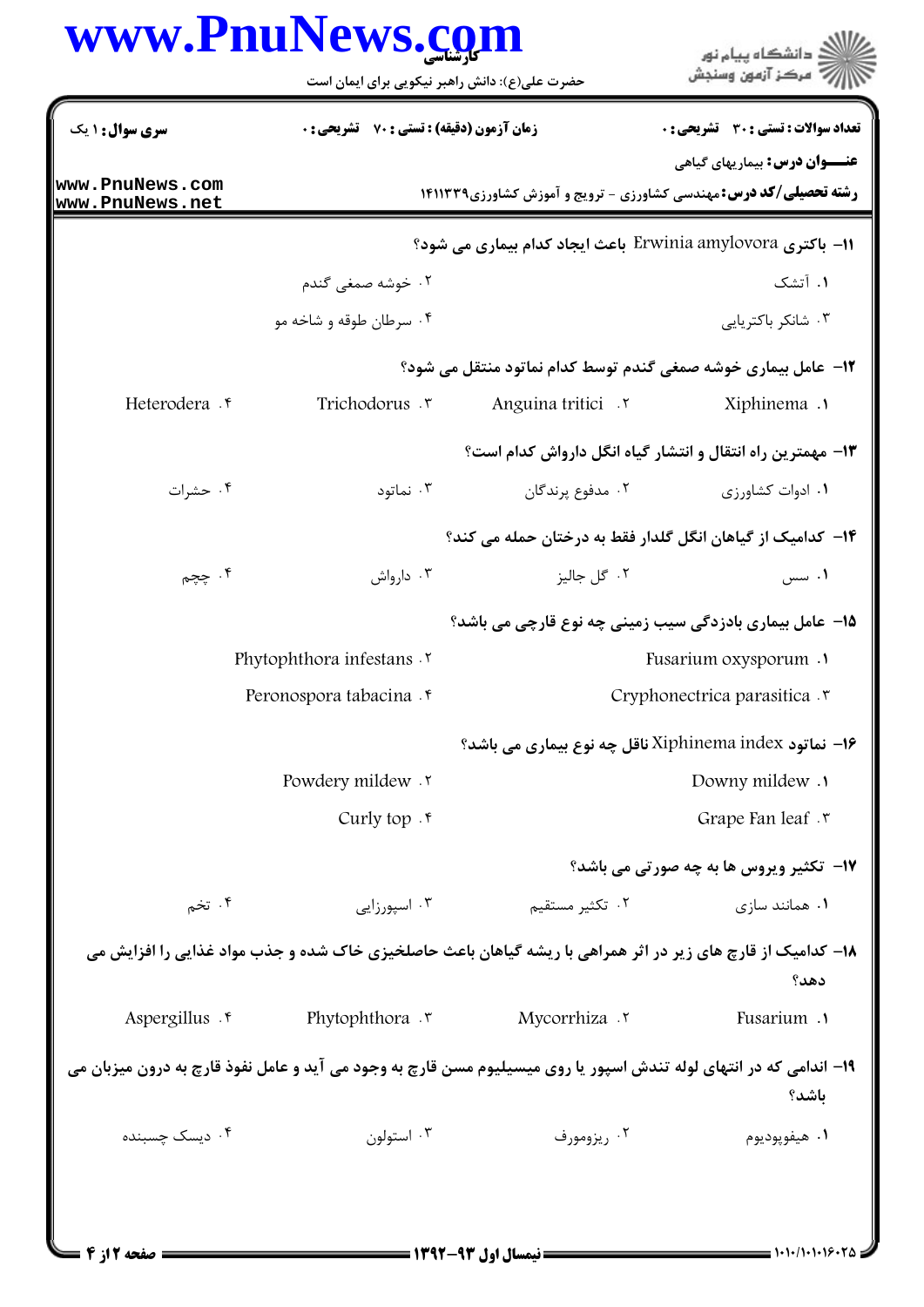**تعداد سوالات : تستی : ۳۰ تشریحی : ۰** | **زمان آزمون (دقیقه) : تستی : ۷۰ تشریحی : ۰** | **سری سوال : ۱ یک**

**عنـــوان درس:** بیماریهای گیاهی

**رشته تحصیلی/کد درس:** مهندسی کشاورزی - ترویج و آموزش کشاورزی۱۴۱۱۳۳۹

۱۱- باکتری Erwinia amylovora باعث ایجاد کدام بیماری می شود؟

۱. آتشک
۲. خوشه صمغی گندم
۳. شانکر باکتریایی
۴. سرطان طوقه و شاخه مو

۱۲- عامل بیماری خوشه صمغی گندم توسط کدام نماتود منتقل می شود؟

۱. Xiphinema
۲. Anguina tritici
۳. Trichodorus
۴. Heterodera

۱۳- مهمترین راه انتقال و انتشار گیاه انگل دارواش کدام است؟

۱. ادوات کشاورزی
۲. مدفوع پرندگان
۳. نماتود
۴. حشرات

۱۴- کدامیک از گیاهان انگل گلدار فقط به درختان حمله می کند؟

۱. سس
۲. گل جالیز
۳. دارواش
۴. چچم

۱۵- عامل بیماری بادزدگی سیب زمینی چه نوع قارچی می باشد؟

۱. Fusarium oxysporum
۲. Phytophthora infestans
۳. Cryphonectrica parasitica
۴. Peronospora tabacina

۱۶- نماتود Xiphinema index ناقل چه نوع بیماری می باشد؟

۱. Downy mildew
۲. Powdery mildew
۳. Grape Fan leaf
۴. Curly top

۱۷- تکثیر ویروس ها به چه صورتی می باشد؟

۱. همانند سازی
۲. تکثیر مستقیم
۳. اسپورزایی
۴. تخم

۱۸- کدامیک از قارچ های زیر در اثر همراهی با ریشه گیاهان باعث حاصلخیزی خاک شده و جذب مواد غذایی را افزایش می دهد؟

۱. Fusarium
۲. Mycorrhiza
۳. Phytophthora
۴. Aspergillus

۱۹- اندامی که در انتهای لوله تندش اسپور یا روی میسیلیوم مسن قارچ به وجود می آید و عامل نفوذ قارچ به درون میزبان می باشد؟

۱. هیفوپودیوم
۲. ریزومورف
۳. استولون
۴. دیسک چسبنده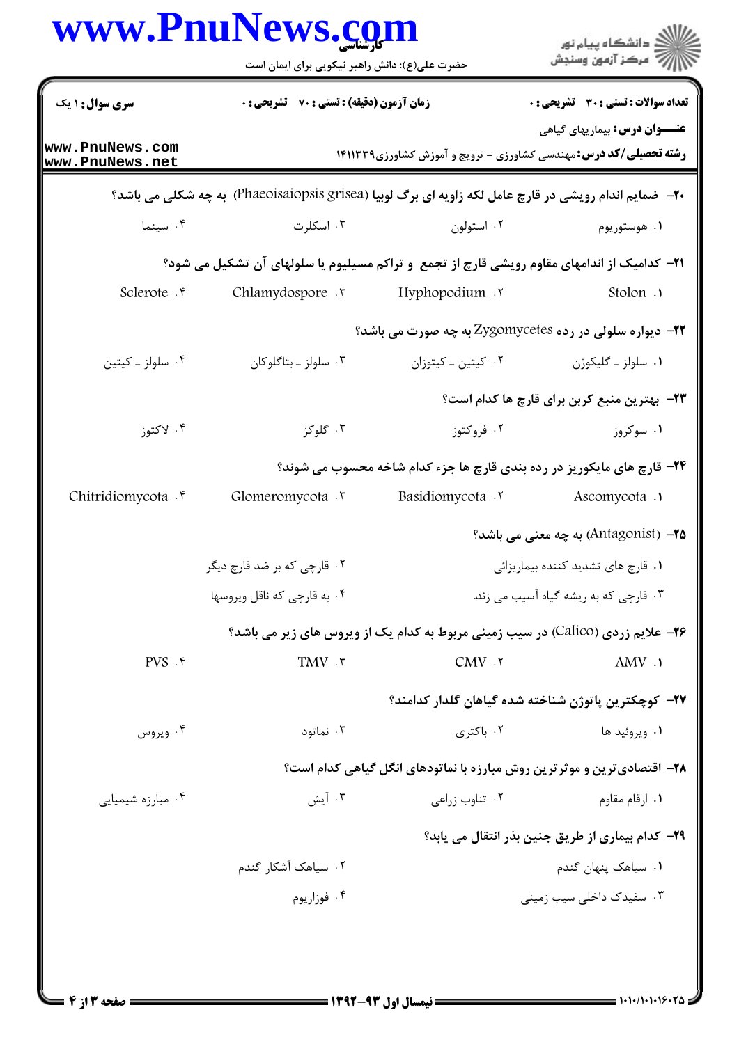**سری سوال:** ۱ یک

**زمان آزمون (دقیقه) : تستی :** ۷۰ **تشریحی :** ۰

**تعداد سوالات : تستی :** ۳۰ **تشریحی :** ۰

**عنـــوان درس:** بیماریهای گیاهی

**رشته تحصیلی/کد درس:** مهندسی کشاورزی - ترویج و آموزش کشاورزی۱۴۱۱۳۳۹

---

۲۰- ضمایم اندام رویشی در قارچ عامل لکه زاویه ای برگ لوبیا (Phaeoisaiopsis grisea) به چه شکلی می باشد؟

۱. هوستوریوم
۲. استولون
۳. اسکلرت
۴. سینما

۲۱- کدامیک از اندامهای مقاوم رویشی قارچ از تجمع و تراکم مسیلیوم یا سلولهای آن تشکیل می شود؟

۱. Stolon
۲. Hyphopodium
۳. Chlamydospore
۴. Sclerote

۲۲- دیواره سلولی در رده Zygomycetes به چه صورت می باشد؟

۱. سلولز ـ گلیکوژن
۲. کیتین ـ کیتوزان
۳. سلولز ـ بتاگلوکان
۴. سلولز ـ کیتین

۲۳- بهترین منبع کربن برای قارچ ها کدام است؟

۱. سوکروز
۲. فروکتوز
۳. گلوکز
۴. لاکتوز

۲۴- قارچ های مایکوریز در رده بندی قارچ ها جزء کدام شاخه محسوب می شوند؟

۱. Ascomycota
۲. Basidiomycota
۳. Glomeromycota
۴. Chitridiomycota

۲۵- (Antagonist) به چه معنی می باشد؟

۱. قارچ های تشدید کننده بیماریزائی
۲. قارچی که بر ضد قارچ دیگر
۳. قارچی که به ریشه گیاه آسیب می زند.
۴. به قارچی که ناقل ویروسها

۲۶- علایم زردی (Calico) در سیب زمینی مربوط به کدام یک از ویروس های زیر می باشد؟

۱. AMV
۲. CMV
۳. TMV
۴. PVS

۲۷- کوچکترین پاتوژن شناخته شده گیاهان گلدار کدامند؟

۱. ویروئید ها
۲. باکتری
۳. نماتود
۴. ویروس

۲۸- اقتصادی‌ترین و موثرترین روش مبارزه با نماتودهای انگل گیاهی کدام است؟

۱. ارقام مقاوم
۲. تناوب زراعی
۳. آیش
۴. مبارزه شیمیایی

۲۹- کدام بیماری از طریق جنین بذر انتقال می یابد؟

۱. سیاهک پنهان گندم
۲. سیاهک آشکار گندم
۳. سفیدک داخلی سیب زمینی
۴. فوزاریوم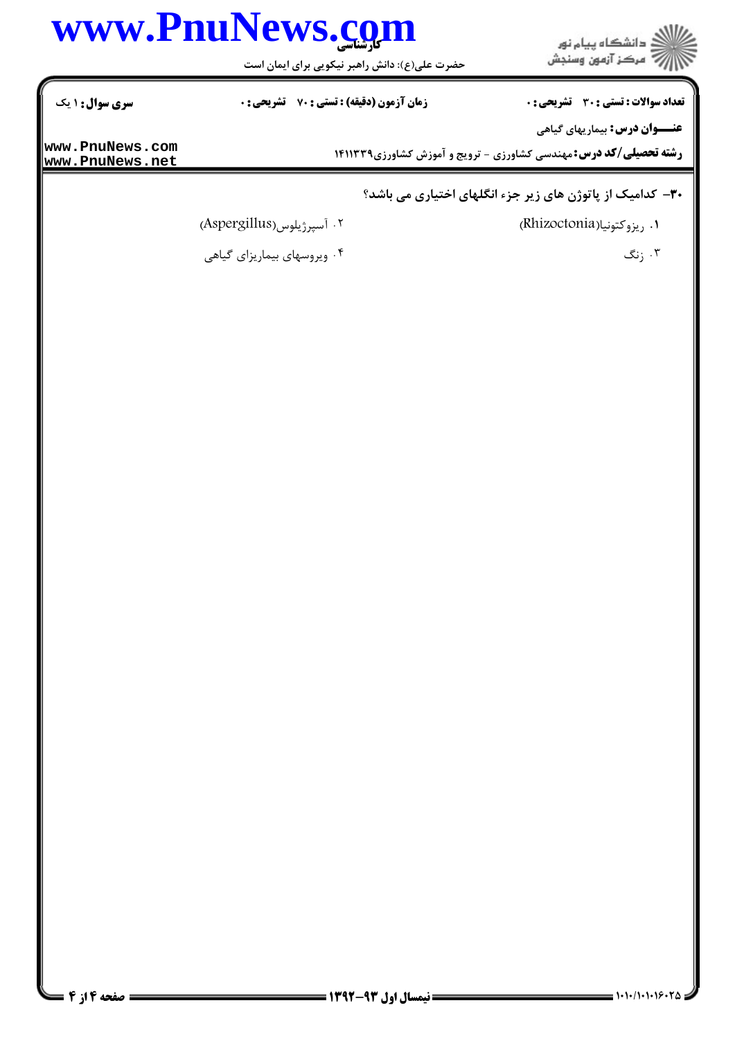**۳۰- کدامیک از پاتوژن های زیر جزء انگلهای اختیاری می باشد؟**

۱. ریزوکتونیا(Rhizoctonia)

۲. آسپرژیلوس(Aspergillus)

۳. زنگ

۴. ویروسهای بیماریزای گیاهی